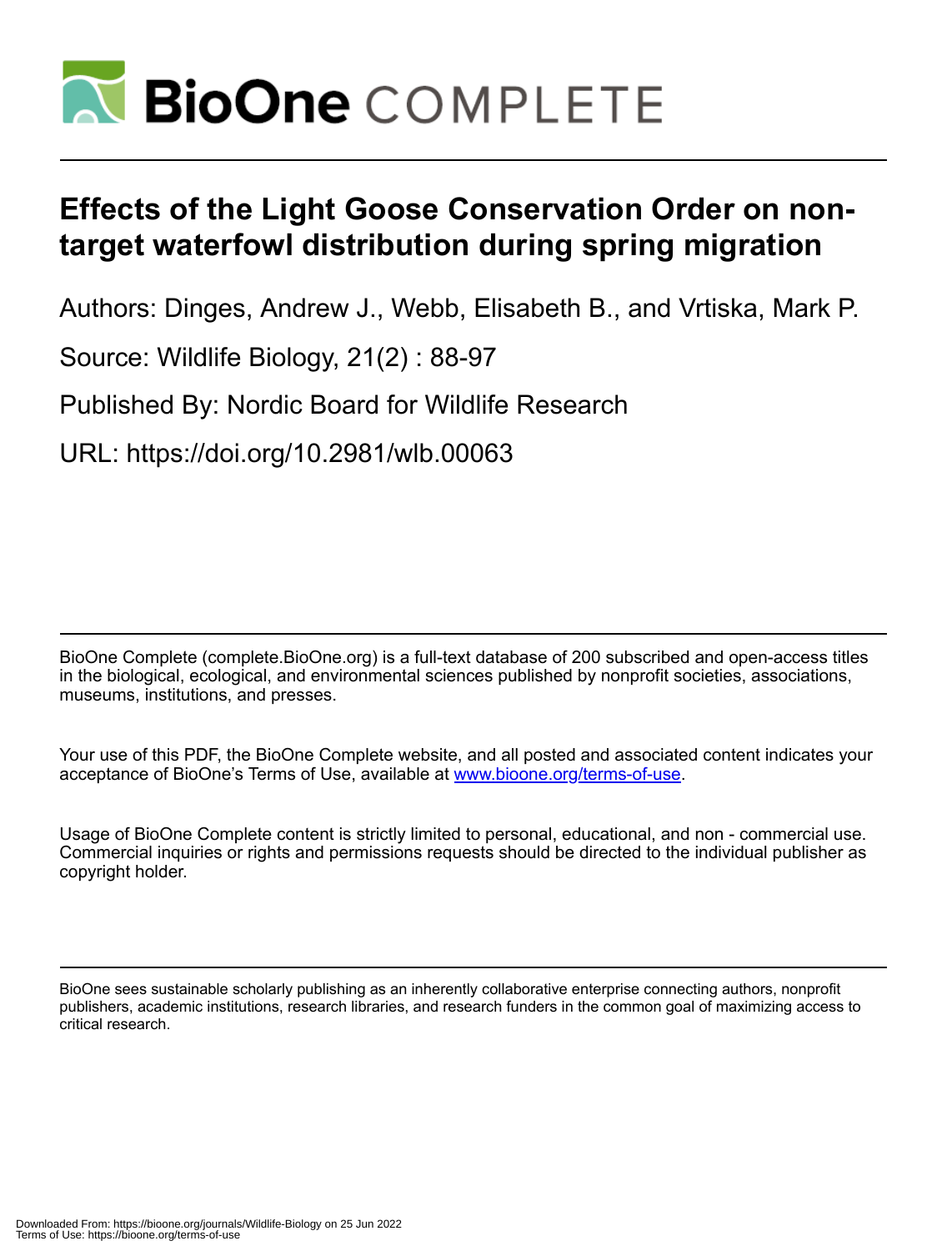# Effects of the Light Goose Conservation Order on non-target waterfowl distribution during spring migration

Authors: Dinges, Andrew J., Webb, Elisabeth B., and Vrtiska, Mark P.

Source: Wildlife Biology, 21(2) : 88-97

Published By: Nordic Board for Wildlife Research

URL: https://doi.org/10.2981/wlb.00063

BioOne Complete (complete.BioOne.org) is a full-text database of 200 subscribed and open-access titles in the biological, ecological, and environmental sciences published by nonprofit societies, associations, museums, institutions, and presses.

Your use of this PDF, the BioOne Complete website, and all posted and associated content indicates your acceptance of BioOne's Terms of Use, available at www.bioone.org/terms-of-use.

Usage of BioOne Complete content is strictly limited to personal, educational, and non - commercial use. Commercial inquiries or rights and permissions requests should be directed to the individual publisher as copyright holder.

BioOne sees sustainable scholarly publishing as an inherently collaborative enterprise connecting authors, nonprofit publishers, academic institutions, research libraries, and research funders in the common goal of maximizing access to critical research.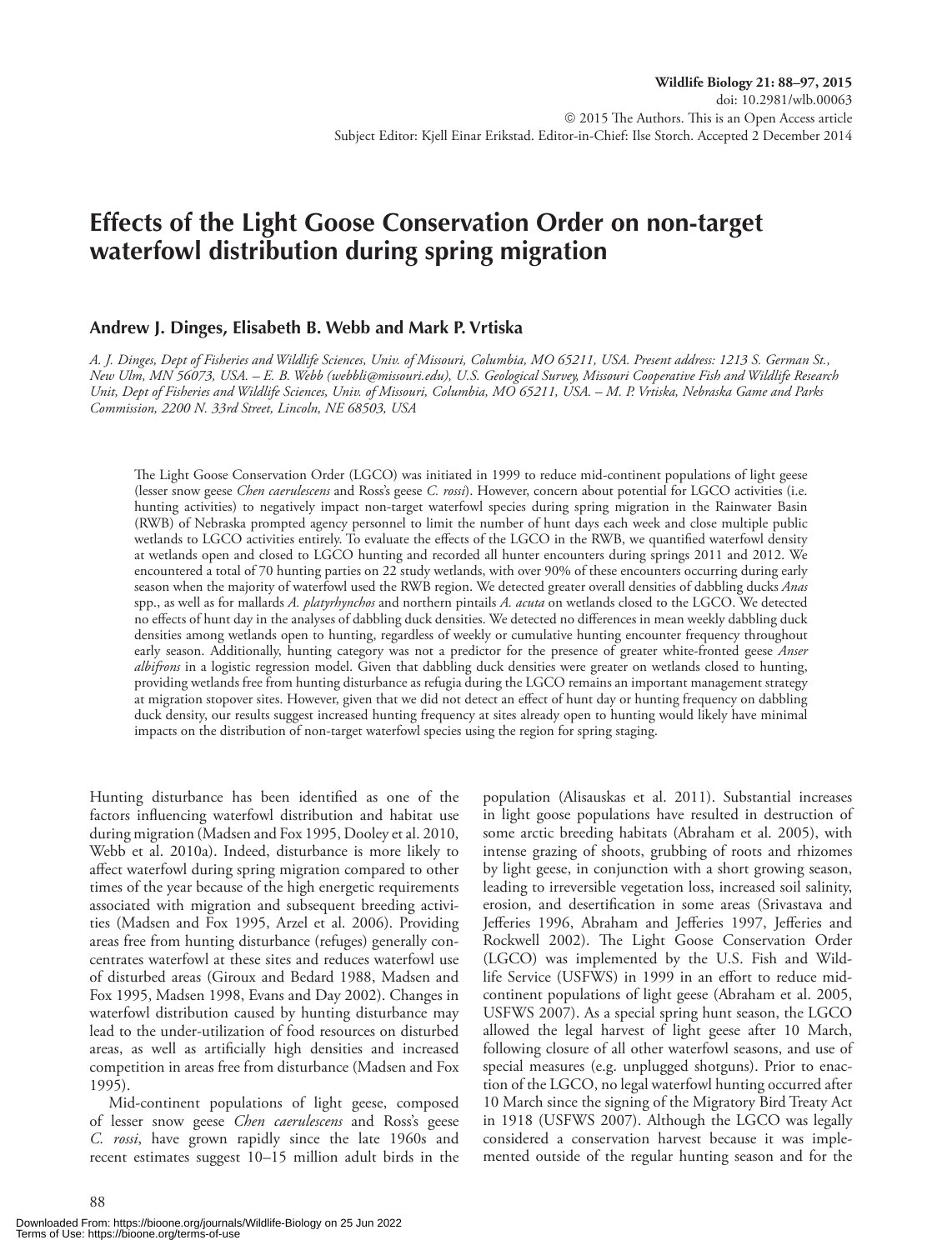# Effects of the Light Goose Conservation Order on non-target waterfowl distribution during spring migration

**Andrew J. Dinges, Elisabeth B. Webb and Mark P. Vrtiska**

*A. J. Dinges, Dept of Fisheries and Wildlife Sciences, Univ. of Missouri, Columbia, MO 65211, USA. Present address: 1213 S. German St., New Ulm, MN 56073, USA. – E. B. Webb (webbli@missouri.edu), U.S. Geological Survey, Missouri Cooperative Fish and Wildlife Research Unit, Dept of Fisheries and Wildlife Sciences, Univ. of Missouri, Columbia, MO 65211, USA. – M. P. Vrtiska, Nebraska Game and Parks Commission, 2200 N. 33rd Street, Lincoln, NE 68503, USA*

The Light Goose Conservation Order (LGCO) was initiated in 1999 to reduce mid-continent populations of light geese (lesser snow geese *Chen caerulescens* and Ross's geese *C. rossi*). However, concern about potential for LGCO activities (i.e. hunting activities) to negatively impact non-target waterfowl species during spring migration in the Rainwater Basin (RWB) of Nebraska prompted agency personnel to limit the number of hunt days each week and close multiple public wetlands to LGCO activities entirely. To evaluate the effects of the LGCO in the RWB, we quantified waterfowl density at wetlands open and closed to LGCO hunting and recorded all hunter encounters during springs 2011 and 2012. We encountered a total of 70 hunting parties on 22 study wetlands, with over 90% of these encounters occurring during early season when the majority of waterfowl used the RWB region. We detected greater overall densities of dabbling ducks *Anas* spp., as well as for mallards *A. platyrhynchos* and northern pintails *A. acuta* on wetlands closed to the LGCO. We detected no effects of hunt day in the analyses of dabbling duck densities. We detected no differences in mean weekly dabbling duck densities among wetlands open to hunting, regardless of weekly or cumulative hunting encounter frequency throughout early season. Additionally, hunting category was not a predictor for the presence of greater white-fronted geese *Anser albifrons* in a logistic regression model. Given that dabbling duck densities were greater on wetlands closed to hunting, providing wetlands free from hunting disturbance as refugia during the LGCO remains an important management strategy at migration stopover sites. However, given that we did not detect an effect of hunt day or hunting frequency on dabbling duck density, our results suggest increased hunting frequency at sites already open to hunting would likely have minimal impacts on the distribution of non-target waterfowl species using the region for spring staging.

Hunting disturbance has been identified as one of the factors influencing waterfowl distribution and habitat use during migration (Madsen and Fox 1995, Dooley et al. 2010, Webb et al. 2010a). Indeed, disturbance is more likely to affect waterfowl during spring migration compared to other times of the year because of the high energetic requirements associated with migration and subsequent breeding activities (Madsen and Fox 1995, Arzel et al. 2006). Providing areas free from hunting disturbance (refuges) generally concentrates waterfowl at these sites and reduces waterfowl use of disturbed areas (Giroux and Bedard 1988, Madsen and Fox 1995, Madsen 1998, Evans and Day 2002). Changes in waterfowl distribution caused by hunting disturbance may lead to the under-utilization of food resources on disturbed areas, as well as artificially high densities and increased competition in areas free from disturbance (Madsen and Fox 1995).

Mid-continent populations of light geese, composed of lesser snow geese *Chen caerulescens* and Ross's geese *C. rossi*, have grown rapidly since the late 1960s and recent estimates suggest 10–15 million adult birds in the population (Alisauskas et al. 2011). Substantial increases in light goose populations have resulted in destruction of some arctic breeding habitats (Abraham et al. 2005), with intense grazing of shoots, grubbing of roots and rhizomes by light geese, in conjunction with a short growing season, leading to irreversible vegetation loss, increased soil salinity, erosion, and desertification in some areas (Srivastava and Jefferies 1996, Abraham and Jefferies 1997, Jefferies and Rockwell 2002). The Light Goose Conservation Order (LGCO) was implemented by the U.S. Fish and Wildlife Service (USFWS) in 1999 in an effort to reduce mid-continent populations of light geese (Abraham et al. 2005, USFWS 2007). As a special spring hunt season, the LGCO allowed the legal harvest of light geese after 10 March, following closure of all other waterfowl seasons, and use of special measures (e.g. unplugged shotguns). Prior to enactment of the LGCO, no legal waterfowl hunting occurred after 10 March since the signing of the Migratory Bird Treaty Act in 1918 (USFWS 2007). Although the LGCO was legally considered a conservation harvest because it was implemented outside of the regular hunting season and for the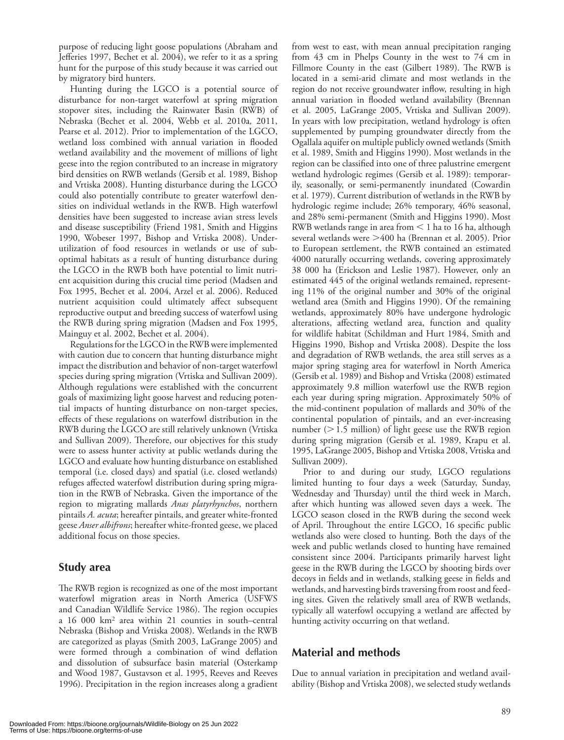purpose of reducing light goose populations (Abraham and Jefferies 1997, Bechet et al. 2004), we refer to it as a spring hunt for the purpose of this study because it was carried out by migratory bird hunters.

Hunting during the LGCO is a potential source of disturbance for non-target waterfowl at spring migration stopover sites, including the Rainwater Basin (RWB) of Nebraska (Bechet et al. 2004, Webb et al. 2010a, 2011, Pearse et al. 2012). Prior to implementation of the LGCO, wetland loss combined with annual variation in flooded wetland availability and the movement of millions of light geese into the region contributed to an increase in migratory bird densities on RWB wetlands (Gersib et al. 1989, Bishop and Vrtiska 2008). Hunting disturbance during the LGCO could also potentially contribute to greater waterfowl densities on individual wetlands in the RWB. High waterfowl densities have been suggested to increase avian stress levels and disease susceptibility (Friend 1981, Smith and Higgins 1990, Wobeser 1997, Bishop and Vrtiska 2008). Underutilization of food resources in wetlands or use of suboptimal habitats as a result of hunting disturbance during the LGCO in the RWB both have potential to limit nutrient acquisition during this crucial time period (Madsen and Fox 1995, Bechet et al. 2004, Arzel et al. 2006). Reduced nutrient acquisition could ultimately affect subsequent reproductive output and breeding success of waterfowl using the RWB during spring migration (Madsen and Fox 1995, Mainguy et al. 2002, Bechet et al. 2004).

Regulations for the LGCO in the RWB were implemented with caution due to concern that hunting disturbance might impact the distribution and behavior of non-target waterfowl species during spring migration (Vrtiska and Sullivan 2009). Although regulations were established with the concurrent goals of maximizing light goose harvest and reducing potential impacts of hunting disturbance on non-target species, effects of these regulations on waterfowl distribution in the RWB during the LGCO are still relatively unknown (Vrtiska and Sullivan 2009). Therefore, our objectives for this study were to assess hunter activity at public wetlands during the LGCO and evaluate how hunting disturbance on established temporal (i.e. closed days) and spatial (i.e. closed wetlands) refuges affected waterfowl distribution during spring migration in the RWB of Nebraska. Given the importance of the region to migrating mallards *Anas platyrhynchos*, northern pintails *A. acuta*; hereafter pintails, and greater white-fronted geese *Anser albifrons*; hereafter white-fronted geese, we placed additional focus on those species.

## Study area

The RWB region is recognized as one of the most important waterfowl migration areas in North America (USFWS and Canadian Wildlife Service 1986). The region occupies a 16 000 km² area within 21 counties in south–central Nebraska (Bishop and Vrtiska 2008). Wetlands in the RWB are categorized as playas (Smith 2003, LaGrange 2005) and were formed through a combination of wind deflation and dissolution of subsurface basin material (Osterkamp and Wood 1987, Gustavson et al. 1995, Reeves and Reeves 1996). Precipitation in the region increases along a gradient from west to east, with mean annual precipitation ranging from 43 cm in Phelps County in the west to 74 cm in Fillmore County in the east (Gilbert 1989). The RWB is located in a semi-arid climate and most wetlands in the region do not receive groundwater inflow, resulting in high annual variation in flooded wetland availability (Brennan et al. 2005, LaGrange 2005, Vrtiska and Sullivan 2009). In years with low precipitation, wetland hydrology is often supplemented by pumping groundwater directly from the Ogallala aquifer on multiple publicly owned wetlands (Smith et al. 1989, Smith and Higgins 1990). Most wetlands in the region can be classified into one of three palustrine emergent wetland hydrologic regimes (Gersib et al. 1989): temporarily, seasonally, or semi-permanently inundated (Cowardin et al. 1979). Current distribution of wetlands in the RWB by hydrologic regime include; 26% temporary, 46% seasonal, and 28% semi-permanent (Smith and Higgins 1990). Most RWB wetlands range in area from < 1 ha to 16 ha, although several wetlands were >400 ha (Brennan et al. 2005). Prior to European settlement, the RWB contained an estimated 4000 naturally occurring wetlands, covering approximately 38 000 ha (Erickson and Leslie 1987). However, only an estimated 445 of the original wetlands remained, representing 11% of the original number and 30% of the original wetland area (Smith and Higgins 1990). Of the remaining wetlands, approximately 80% have undergone hydrologic alterations, affecting wetland area, function and quality for wildlife habitat (Schildman and Hurt 1984, Smith and Higgins 1990, Bishop and Vrtiska 2008). Despite the loss and degradation of RWB wetlands, the area still serves as a major spring staging area for waterfowl in North America (Gersib et al. 1989) and Bishop and Vrtiska (2008) estimated approximately 9.8 million waterfowl use the RWB region each year during spring migration. Approximately 50% of the mid-continent population of mallards and 30% of the continental population of pintails, and an ever-increasing number (>1.5 million) of light geese use the RWB region during spring migration (Gersib et al. 1989, Krapu et al. 1995, LaGrange 2005, Bishop and Vrtiska 2008, Vrtiska and Sullivan 2009).

Prior to and during our study, LGCO regulations limited hunting to four days a week (Saturday, Sunday, Wednesday and Thursday) until the third week in March, after which hunting was allowed seven days a week. The LGCO season closed in the RWB during the second week of April. Throughout the entire LGCO, 16 specific public wetlands also were closed to hunting. Both the days of the week and public wetlands closed to hunting have remained consistent since 2004. Participants primarily harvest light geese in the RWB during the LGCO by shooting birds over decoys in fields and in wetlands, stalking geese in fields and wetlands, and harvesting birds traversing from roost and feeding sites. Given the relatively small area of RWB wetlands, typically all waterfowl occupying a wetland are affected by hunting activity occurring on that wetland.

## Material and methods

Due to annual variation in precipitation and wetland availability (Bishop and Vrtiska 2008), we selected study wetlands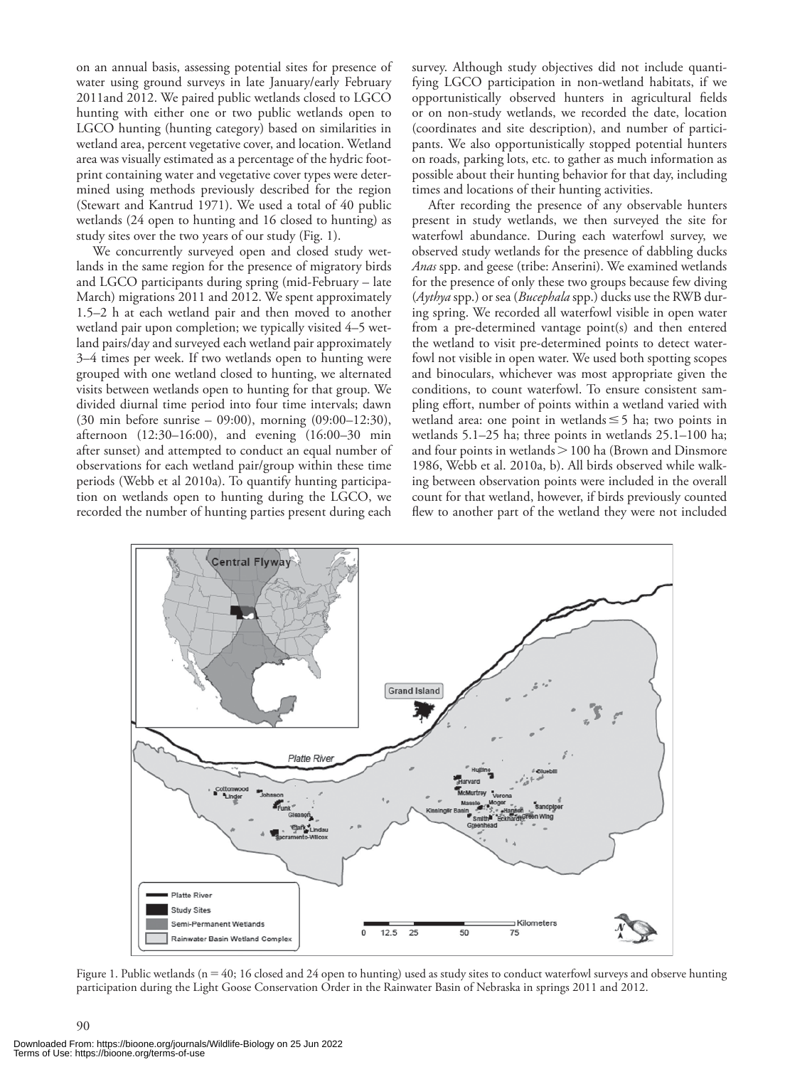on an annual basis, assessing potential sites for presence of water using ground surveys in late January/early February 2011and 2012. We paired public wetlands closed to LGCO hunting with either one or two public wetlands open to LGCO hunting (hunting category) based on similarities in wetland area, percent vegetative cover, and location. Wetland area was visually estimated as a percentage of the hydric footprint containing water and vegetative cover types were determined using methods previously described for the region (Stewart and Kantrud 1971). We used a total of 40 public wetlands (24 open to hunting and 16 closed to hunting) as study sites over the two years of our study (Fig. 1).

We concurrently surveyed open and closed study wetlands in the same region for the presence of migratory birds and LGCO participants during spring (mid-February – late March) migrations 2011 and 2012. We spent approximately 1.5–2 h at each wetland pair and then moved to another wetland pair upon completion; we typically visited 4–5 wetland pairs/day and surveyed each wetland pair approximately 3–4 times per week. If two wetlands open to hunting were grouped with one wetland closed to hunting, we alternated visits between wetlands open to hunting for that group. We divided diurnal time period into four time intervals; dawn (30 min before sunrise – 09:00), morning (09:00–12:30), afternoon (12:30–16:00), and evening (16:00–30 min after sunset) and attempted to conduct an equal number of observations for each wetland pair/group within these time periods (Webb et al 2010a). To quantify hunting participation on wetlands open to hunting during the LGCO, we recorded the number of hunting parties present during each survey. Although study objectives did not include quantifying LGCO participation in non-wetland habitats, if we opportunistically observed hunters in agricultural fields or on non-study wetlands, we recorded the date, location (coordinates and site description), and number of participants. We also opportunistically stopped potential hunters on roads, parking lots, etc. to gather as much information as possible about their hunting behavior for that day, including times and locations of their hunting activities.

After recording the presence of any observable hunters present in study wetlands, we then surveyed the site for waterfowl abundance. During each waterfowl survey, we observed study wetlands for the presence of dabbling ducks *Anas* spp. and geese (tribe: Anserini). We examined wetlands for the presence of only these two groups because few diving (*Aythya* spp.) or sea (*Bucephala* spp.) ducks use the RWB during spring. We recorded all waterfowl visible in open water from a pre-determined vantage point(s) and then entered the wetland to visit pre-determined points to detect waterfowl not visible in open water. We used both spotting scopes and binoculars, whichever was most appropriate given the conditions, to count waterfowl. To ensure consistent sampling effort, number of points within a wetland varied with wetland area: one point in wetlands $\leq 5$ ha; two points in wetlands 5.1–25 ha; three points in wetlands 25.1–100 ha; and four points in wetlands $> 100$ ha (Brown and Dinsmore 1986, Webb et al. 2010a, b). All birds observed while walking between observation points were included in the overall count for that wetland, however, if birds previously counted flew to another part of the wetland they were not included

Figure 1. Public wetlands ($n = 40$; 16 closed and 24 open to hunting) used as study sites to conduct waterfowl surveys and observe hunting participation during the Light Goose Conservation Order in the Rainwater Basin of Nebraska in springs 2011 and 2012.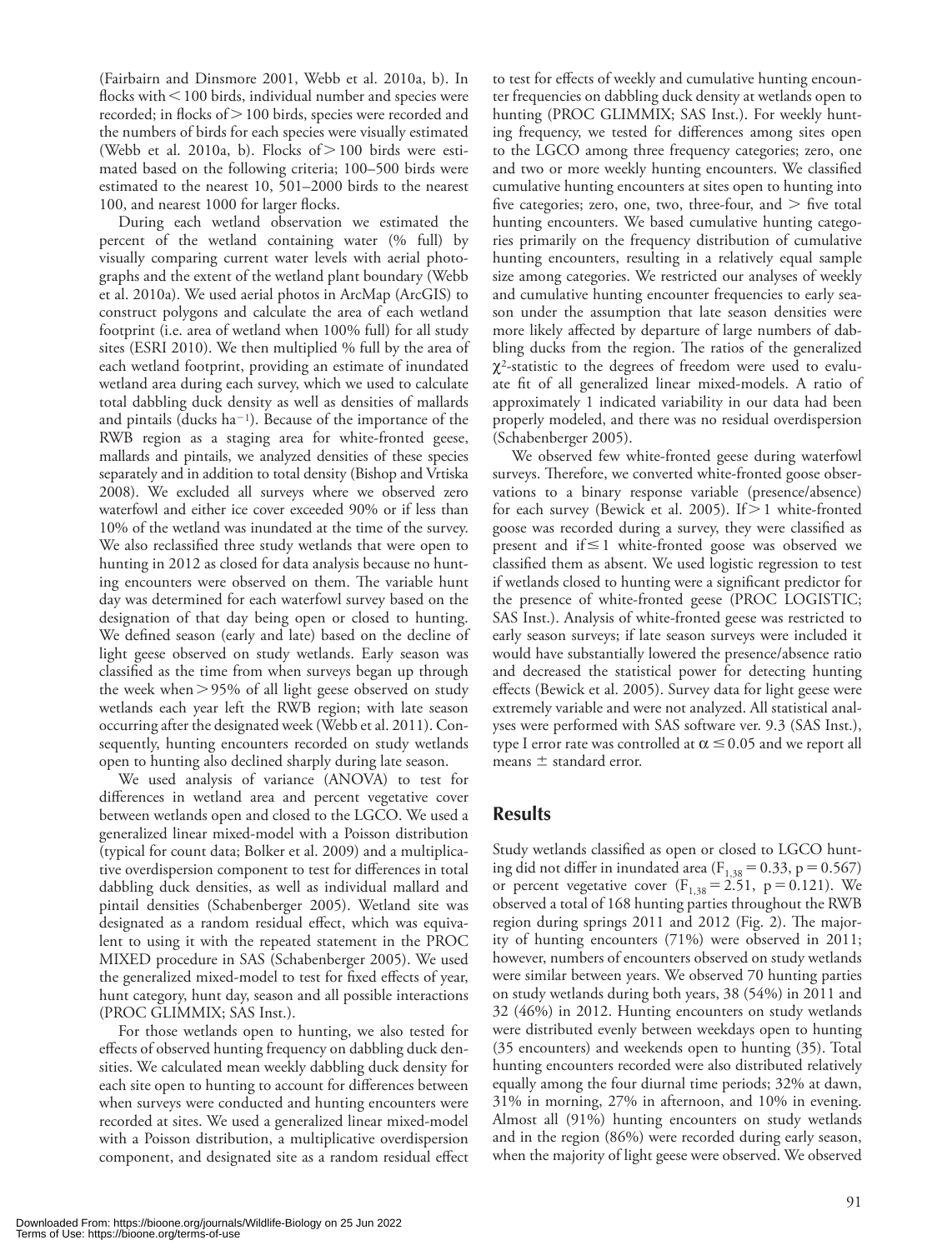(Fairbairn and Dinsmore 2001, Webb et al. 2010a, b). In flocks with < 100 birds, individual number and species were recorded; in flocks of > 100 birds, species were recorded and the numbers of birds for each species were visually estimated (Webb et al. 2010a, b). Flocks of > 100 birds were estimated based on the following criteria; 100–500 birds were estimated to the nearest 10, 501–2000 birds to the nearest 100, and nearest 1000 for larger flocks.

During each wetland observation we estimated the percent of the wetland containing water (% full) by visually comparing current water levels with aerial photographs and the extent of the wetland plant boundary (Webb et al. 2010a). We used aerial photos in ArcMap (ArcGIS) to construct polygons and calculate the area of each wetland footprint (i.e. area of wetland when 100% full) for all study sites (ESRI 2010). We then multiplied % full by the area of each wetland footprint, providing an estimate of inundated wetland area during each survey, which we used to calculate total dabbling duck density as well as densities of mallards and pintails (ducks $ha^{-1}$). Because of the importance of the RWB region as a staging area for white-fronted geese, mallards and pintails, we analyzed densities of these species separately and in addition to total density (Bishop and Vrtiska 2008). We excluded all surveys where we observed zero waterfowl and either ice cover exceeded 90% or if less than 10% of the wetland was inundated at the time of the survey. We also reclassified three study wetlands that were open to hunting in 2012 as closed for data analysis because no hunting encounters were observed on them. The variable hunt day was determined for each waterfowl survey based on the designation of that day being open or closed to hunting. We defined season (early and late) based on the decline of light geese observed on study wetlands. Early season was classified as the time from when surveys began up through the week when > 95% of all light geese observed on study wetlands each year left the RWB region; with late season occurring after the designated week (Webb et al. 2011). Consequently, hunting encounters recorded on study wetlands open to hunting also declined sharply during late season.

We used analysis of variance (ANOVA) to test for differences in wetland area and percent vegetative cover between wetlands open and closed to the LGCO. We used a generalized linear mixed-model with a Poisson distribution (typical for count data; Bolker et al. 2009) and a multiplicative overdispersion component to test for differences in total dabbling duck densities, as well as individual mallard and pintail densities (Schabenberger 2005). Wetland site was designated as a random residual effect, which was equivalent to using it with the repeated statement in the PROC MIXED procedure in SAS (Schabenberger 2005). We used the generalized mixed-model to test for fixed effects of year, hunt category, hunt day, season and all possible interactions (PROC GLIMMIX; SAS Inst.).

For those wetlands open to hunting, we also tested for effects of observed hunting frequency on dabbling duck densities. We calculated mean weekly dabbling duck density for each site open to hunting to account for differences between when surveys were conducted and hunting encounters were recorded at sites. We used a generalized linear mixed-model with a Poisson distribution, a multiplicative overdispersion component, and designated site as a random residual effect to test for effects of weekly and cumulative hunting encounter frequencies on dabbling duck density at wetlands open to hunting (PROC GLIMMIX; SAS Inst.). For weekly hunting frequency, we tested for differences among sites open to the LGCO among three frequency categories; zero, one and two or more weekly hunting encounters. We classified cumulative hunting encounters at sites open to hunting into five categories; zero, one, two, three-four, and > five total hunting encounters. We based cumulative hunting categories primarily on the frequency distribution of cumulative hunting encounters, resulting in a relatively equal sample size among categories. We restricted our analyses of weekly and cumulative hunting encounter frequencies to early season under the assumption that late season densities were more likely affected by departure of large numbers of dabbling ducks from the region. The ratios of the generalized $\chi^2$-statistic to the degrees of freedom were used to evaluate fit of all generalized linear mixed-models. A ratio of approximately 1 indicated variability in our data had been properly modeled, and there was no residual overdispersion (Schabenberger 2005).

We observed few white-fronted geese during waterfowl surveys. Therefore, we converted white-fronted goose observations to a binary response variable (presence/absence) for each survey (Bewick et al. 2005). If > 1 white-fronted goose was recorded during a survey, they were classified as present and if ≤ 1 white-fronted goose was observed we classified them as absent. We used logistic regression to test if wetlands closed to hunting were a significant predictor for the presence of white-fronted geese (PROC LOGISTIC; SAS Inst.). Analysis of white-fronted geese was restricted to early season surveys; if late season surveys were included it would have substantially lowered the presence/absence ratio and decreased the statistical power for detecting hunting effects (Bewick et al. 2005). Survey data for light geese were extremely variable and were not analyzed. All statistical analyses were performed with SAS software ver. 9.3 (SAS Inst.), type I error rate was controlled at $\alpha \leq 0.05$ and we report all means ± standard error.

## Results

Study wetlands classified as open or closed to LGCO hunting did not differ in inundated area ($F_{1,38} = 0.33$, $p = 0.567$) or percent vegetative cover ($F_{1,38} = 2.51$, $p = 0.121$). We observed a total of 168 hunting parties throughout the RWB region during springs 2011 and 2012 (Fig. 2). The majority of hunting encounters (71%) were observed in 2011; however, numbers of encounters observed on study wetlands were similar between years. We observed 70 hunting parties on study wetlands during both years, 38 (54%) in 2011 and 32 (46%) in 2012. Hunting encounters on study wetlands were distributed evenly between weekdays open to hunting (35 encounters) and weekends open to hunting (35). Total hunting encounters recorded were also distributed relatively equally among the four diurnal time periods; 32% at dawn, 31% in morning, 27% in afternoon, and 10% in evening. Almost all (91%) hunting encounters on study wetlands and in the region (86%) were recorded during early season, when the majority of light geese were observed. We observed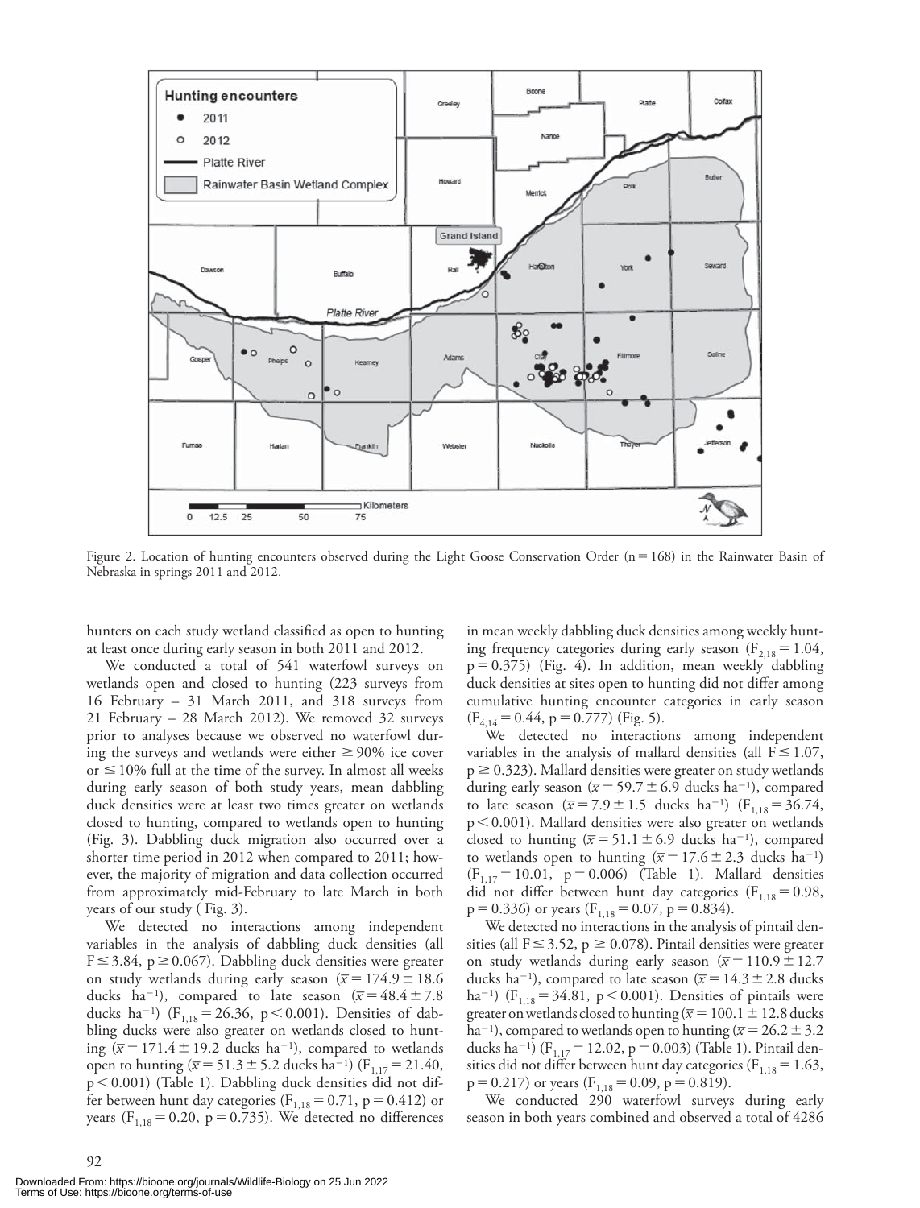Figure 2. Location of hunting encounters observed during the Light Goose Conservation Order (n = 168) in the Rainwater Basin of Nebraska in springs 2011 and 2012.

hunters on each study wetland classified as open to hunting at least once during early season in both 2011 and 2012.

We conducted a total of 541 waterfowl surveys on wetlands open and closed to hunting (223 surveys from 16 February – 31 March 2011, and 318 surveys from 21 February – 28 March 2012). We removed 32 surveys prior to analyses because we observed no waterfowl during the surveys and wetlands were either ≥ 90% ice cover or ≤ 10% full at the time of the survey. In almost all weeks during early season of both study years, mean dabbling duck densities were at least two times greater on wetlands closed to hunting, compared to wetlands open to hunting (Fig. 3). Dabbling duck migration also occurred over a shorter time period in 2012 when compared to 2011; however, the majority of migration and data collection occurred from approximately mid-February to late March in both years of our study ( Fig. 3).

We detected no interactions among independent variables in the analysis of dabbling duck densities (all $F \leq 3.84$, $p \geq 0.067$). Dabbling duck densities were greater on study wetlands during early season ($\bar{x} = 174.9 \pm 18.6$ ducks ha$^{-1}$), compared to late season ($\bar{x} = 48.4 \pm 7.8$ ducks ha$^{-1}$) ($F_{1,18} = 26.36$, $p < 0.001$). Densities of dabbling ducks were also greater on wetlands closed to hunting ($\bar{x} = 171.4 \pm 19.2$ ducks ha$^{-1}$), compared to wetlands open to hunting ($\bar{x} = 51.3 \pm 5.2$ ducks ha$^{-1}$) ($F_{1,17} = 21.40$, $p < 0.001$) (Table 1). Dabbling duck densities did not differ between hunt day categories ($F_{1,18} = 0.71$, $p = 0.412$) or years ($F_{1,18} = 0.20$, $p = 0.735$). We detected no differences in mean weekly dabbling duck densities among weekly hunting frequency categories during early season ($F_{2,18} = 1.04$, $p = 0.375$) (Fig. 4). In addition, mean weekly dabbling duck densities at sites open to hunting did not differ among cumulative hunting encounter categories in early season ($F_{4,14} = 0.44$, $p = 0.777$) (Fig. 5).

We detected no interactions among independent variables in the analysis of mallard densities (all $F \leq 1.07$, $p \geq 0.323$). Mallard densities were greater on study wetlands during early season ($\bar{x} = 59.7 \pm 6.9$ ducks ha$^{-1}$), compared to late season ($\bar{x} = 7.9 \pm 1.5$ ducks ha$^{-1}$) ($F_{1,18} = 36.74$, $p < 0.001$). Mallard densities were also greater on wetlands closed to hunting ($\bar{x} = 51.1 \pm 6.9$ ducks ha$^{-1}$), compared to wetlands open to hunting ($\bar{x} = 17.6 \pm 2.3$ ducks ha$^{-1}$) ($F_{1,17} = 10.01$, $p = 0.006$) (Table 1). Mallard densities did not differ between hunt day categories ($F_{1,18} = 0.98$, $p = 0.336$) or years ($F_{1,18} = 0.07$, $p = 0.834$).

We detected no interactions in the analysis of pintail densities (all $F \leq 3.52$, $p \geq 0.078$). Pintail densities were greater on study wetlands during early season ($\bar{x} = 110.9 \pm 12.7$ ducks ha$^{-1}$), compared to late season ($\bar{x} = 14.3 \pm 2.8$ ducks ha$^{-1}$) ($F_{1,18} = 34.81$, $p < 0.001$). Densities of pintails were greater on wetlands closed to hunting ($\bar{x} = 100.1 \pm 12.8$ ducks ha$^{-1}$), compared to wetlands open to hunting ($\bar{x} = 26.2 \pm 3.2$ ducks ha$^{-1}$) ($F_{1,17} = 12.02$, $p = 0.003$) (Table 1). Pintail densities did not differ between hunt day categories ($F_{1,18} = 1.63$, $p = 0.217$) or years ($F_{1,18} = 0.09$, $p = 0.819$).

We conducted 290 waterfowl surveys during early season in both years combined and observed a total of 4286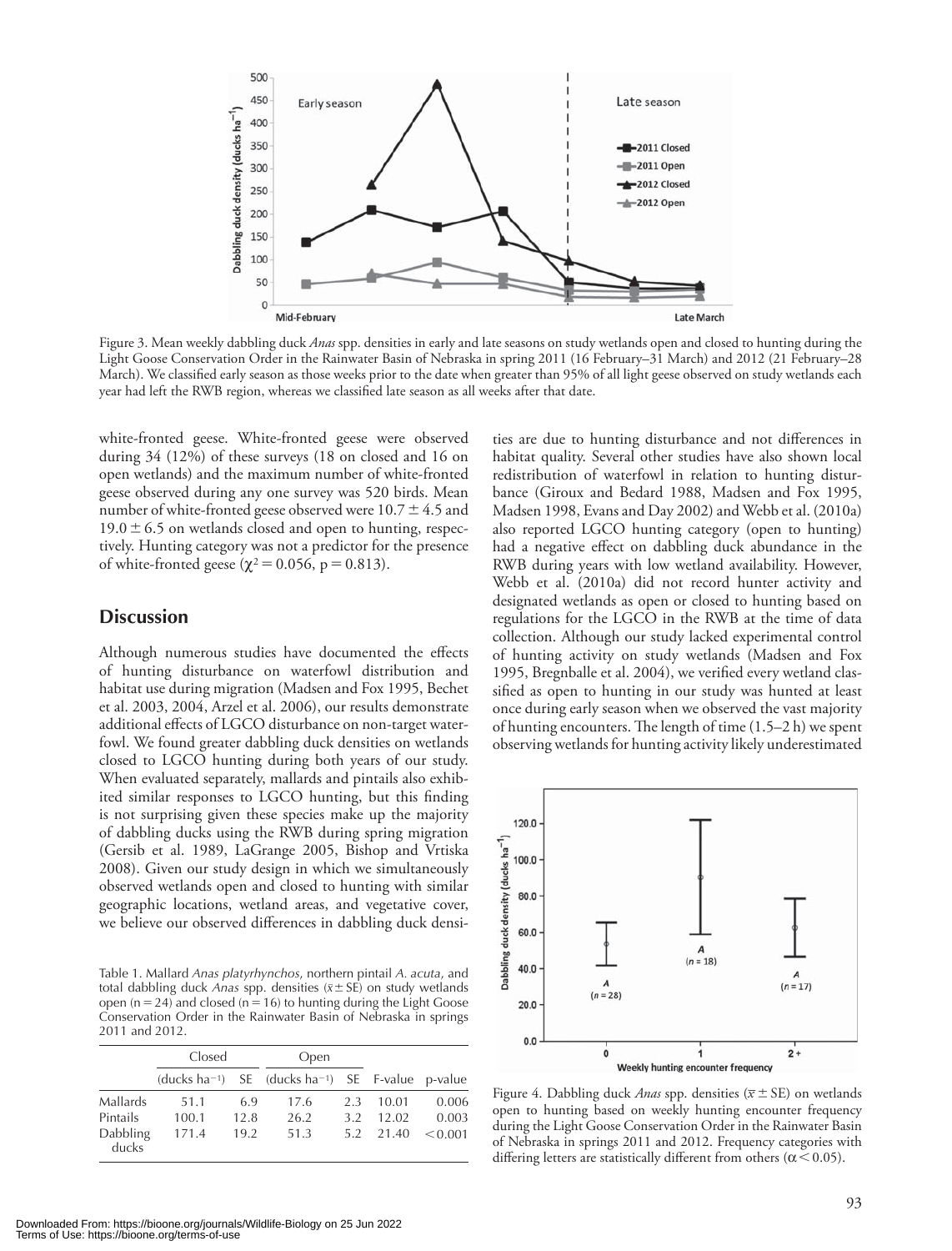Figure 3. Mean weekly dabbling duck *Anas* spp. densities in early and late seasons on study wetlands open and closed to hunting during the Light Goose Conservation Order in the Rainwater Basin of Nebraska in spring 2011 (16 February–31 March) and 2012 (21 February–28 March). We classified early season as those weeks prior to the date when greater than 95% of all light geese observed on study wetlands each year had left the RWB region, whereas we classified late season as all weeks after that date.

white-fronted geese. White-fronted geese were observed during 34 (12%) of these surveys (18 on closed and 16 on open wetlands) and the maximum number of white-fronted geese observed during any one survey was 520 birds. Mean number of white-fronted geese observed were $10.7 \pm 4.5$ and $19.0 \pm 6.5$ on wetlands closed and open to hunting, respectively. Hunting category was not a predictor for the presence of white-fronted geese ($\chi^2 = 0.056$, $p = 0.813$).

## Discussion

Although numerous studies have documented the effects of hunting disturbance on waterfowl distribution and habitat use during migration (Madsen and Fox 1995, Bechet et al. 2003, 2004, Arzel et al. 2006), our results demonstrate additional effects of LGCO disturbance on non-target waterfowl. We found greater dabbling duck densities on wetlands closed to LGCO hunting during both years of our study. When evaluated separately, mallards and pintails also exhibited similar responses to LGCO hunting, but this finding is not surprising given these species make up the majority of dabbling ducks using the RWB during spring migration (Gersib et al. 1989, LaGrange 2005, Bishop and Vrtiska 2008). Given our study design in which we simultaneously observed wetlands open and closed to hunting with similar geographic locations, wetland areas, and vegetative cover, we believe our observed differences in dabbling duck densities are due to hunting disturbance and not differences in habitat quality. Several other studies have also shown local redistribution of waterfowl in relation to hunting disturbance (Giroux and Bedard 1988, Madsen and Fox 1995, Madsen 1998, Evans and Day 2002) and Webb et al. (2010a) also reported LGCO hunting category (open to hunting) had a negative effect on dabbling duck abundance in the RWB during years with low wetland availability. However, Webb et al. (2010a) did not record hunter activity and designated wetlands as open or closed to hunting based on regulations for the LGCO in the RWB at the time of data collection. Although our study lacked experimental control of hunting activity on study wetlands (Madsen and Fox 1995, Bregnballe et al. 2004), we verified every wetland classified as open to hunting in our study was hunted at least once during early season when we observed the vast majority of hunting encounters. The length of time (1.5–2 h) we spent observing wetlands for hunting activity likely underestimated

Table 1. Mallard *Anas platyrhynchos,* northern pintail *A. acuta,* and total dabbling duck *Anas* spp. densities ($\bar{x} \pm$ SE) on study wetlands open (n = 24) and closed (n = 16) to hunting during the Light Goose Conservation Order in the Rainwater Basin of Nebraska in springs 2011 and 2012.

| | Closed | | Open | | | |
|---|---|---|---|---|---|---|
| | (ducks ha$^{-1}$) | SE | (ducks ha$^{-1}$) | SE | F-value | p-value |
| Mallards | 51.1 | 6.9 | 17.6 | 2.3 | 10.01 | 0.006 |
| Pintails | 100.1 | 12.8 | 26.2 | 3.2 | 12.02 | 0.003 |
| Dabbling ducks | 171.4 | 19.2 | 51.3 | 5.2 | 21.40 | <0.001 |

Figure 4. Dabbling duck *Anas* spp. densities ($\bar{x} \pm$ SE) on wetlands open to hunting based on weekly hunting encounter frequency during the Light Goose Conservation Order in the Rainwater Basin of Nebraska in springs 2011 and 2012. Frequency categories with differing letters are statistically different from others ($\alpha < 0.05$).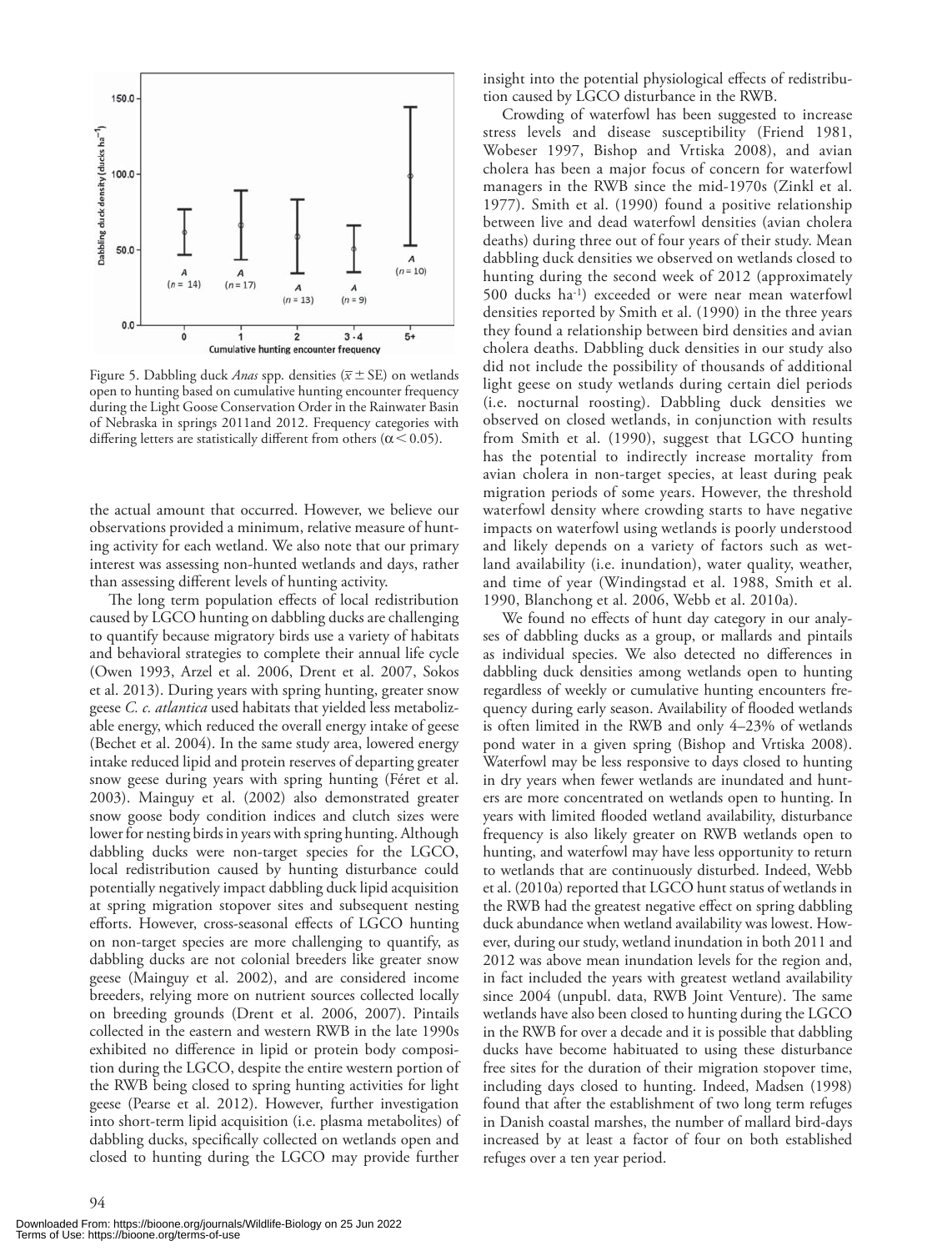Figure 5. Dabbling duck *Anas* spp. densities ($\bar{x} \pm$ SE) on wetlands open to hunting based on cumulative hunting encounter frequency during the Light Goose Conservation Order in the Rainwater Basin of Nebraska in springs 2011and 2012. Frequency categories with differing letters are statistically different from others ($\alpha < 0.05$).

the actual amount that occurred. However, we believe our observations provided a minimum, relative measure of hunting activity for each wetland. We also note that our primary interest was assessing non-hunted wetlands and days, rather than assessing different levels of hunting activity.

The long term population effects of local redistribution caused by LGCO hunting on dabbling ducks are challenging to quantify because migratory birds use a variety of habitats and behavioral strategies to complete their annual life cycle (Owen 1993, Arzel et al. 2006, Drent et al. 2007, Sokos et al. 2013). During years with spring hunting, greater snow geese *C. c. atlantica* used habitats that yielded less metabolizable energy, which reduced the overall energy intake of geese (Bechet et al. 2004). In the same study area, lowered energy intake reduced lipid and protein reserves of departing greater snow geese during years with spring hunting (Féret et al. 2003). Mainguy et al. (2002) also demonstrated greater snow goose body condition indices and clutch sizes were lower for nesting birds in years with spring hunting. Although dabbling ducks were non-target species for the LGCO, local redistribution caused by hunting disturbance could potentially negatively impact dabbling duck lipid acquisition at spring migration stopover sites and subsequent nesting efforts. However, cross-seasonal effects of LGCO hunting on non-target species are more challenging to quantify, as dabbling ducks are not colonial breeders like greater snow geese (Mainguy et al. 2002), and are considered income breeders, relying more on nutrient sources collected locally on breeding grounds (Drent et al. 2006, 2007). Pintails collected in the eastern and western RWB in the late 1990s exhibited no difference in lipid or protein body composition during the LGCO, despite the entire western portion of the RWB being closed to spring hunting activities for light geese (Pearse et al. 2012). However, further investigation into short-term lipid acquisition (i.e. plasma metabolites) of dabbling ducks, specifically collected on wetlands open and closed to hunting during the LGCO may provide further insight into the potential physiological effects of redistribution caused by LGCO disturbance in the RWB.

Crowding of waterfowl has been suggested to increase stress levels and disease susceptibility (Friend 1981, Wobeser 1997, Bishop and Vrtiska 2008), and avian cholera has been a major focus of concern for waterfowl managers in the RWB since the mid-1970s (Zinkl et al. 1977). Smith et al. (1990) found a positive relationship between live and dead waterfowl densities (avian cholera deaths) during three out of four years of their study. Mean dabbling duck densities we observed on wetlands closed to hunting during the second week of 2012 (approximately 500 ducks ha$^{-1}$) exceeded or were near mean waterfowl densities reported by Smith et al. (1990) in the three years they found a relationship between bird densities and avian cholera deaths. Dabbling duck densities in our study also did not include the possibility of thousands of additional light geese on study wetlands during certain diel periods (i.e. nocturnal roosting). Dabbling duck densities we observed on closed wetlands, in conjunction with results from Smith et al. (1990), suggest that LGCO hunting has the potential to indirectly increase mortality from avian cholera in non-target species, at least during peak migration periods of some years. However, the threshold waterfowl density where crowding starts to have negative impacts on waterfowl using wetlands is poorly understood and likely depends on a variety of factors such as wetland availability (i.e. inundation), water quality, weather, and time of year (Windingstad et al. 1988, Smith et al. 1990, Blanchong et al. 2006, Webb et al. 2010a).

We found no effects of hunt day category in our analyses of dabbling ducks as a group, or mallards and pintails as individual species. We also detected no differences in dabbling duck densities among wetlands open to hunting regardless of weekly or cumulative hunting encounters frequency during early season. Availability of flooded wetlands is often limited in the RWB and only 4–23% of wetlands pond water in a given spring (Bishop and Vrtiska 2008). Waterfowl may be less responsive to days closed to hunting in dry years when fewer wetlands are inundated and hunters are more concentrated on wetlands open to hunting. In years with limited flooded wetland availability, disturbance frequency is also likely greater on RWB wetlands open to hunting, and waterfowl may have less opportunity to return to wetlands that are continuously disturbed. Indeed, Webb et al. (2010a) reported that LGCO hunt status of wetlands in the RWB had the greatest negative effect on spring dabbling duck abundance when wetland availability was lowest. However, during our study, wetland inundation in both 2011 and 2012 was above mean inundation levels for the region and, in fact included the years with greatest wetland availability since 2004 (unpubl. data, RWB Joint Venture). The same wetlands have also been closed to hunting during the LGCO in the RWB for over a decade and it is possible that dabbling ducks have become habituated to using these disturbance free sites for the duration of their migration stopover time, including days closed to hunting. Indeed, Madsen (1998) found that after the establishment of two long term refuges in Danish coastal marshes, the number of mallard bird-days increased by at least a factor of four on both established refuges over a ten year period.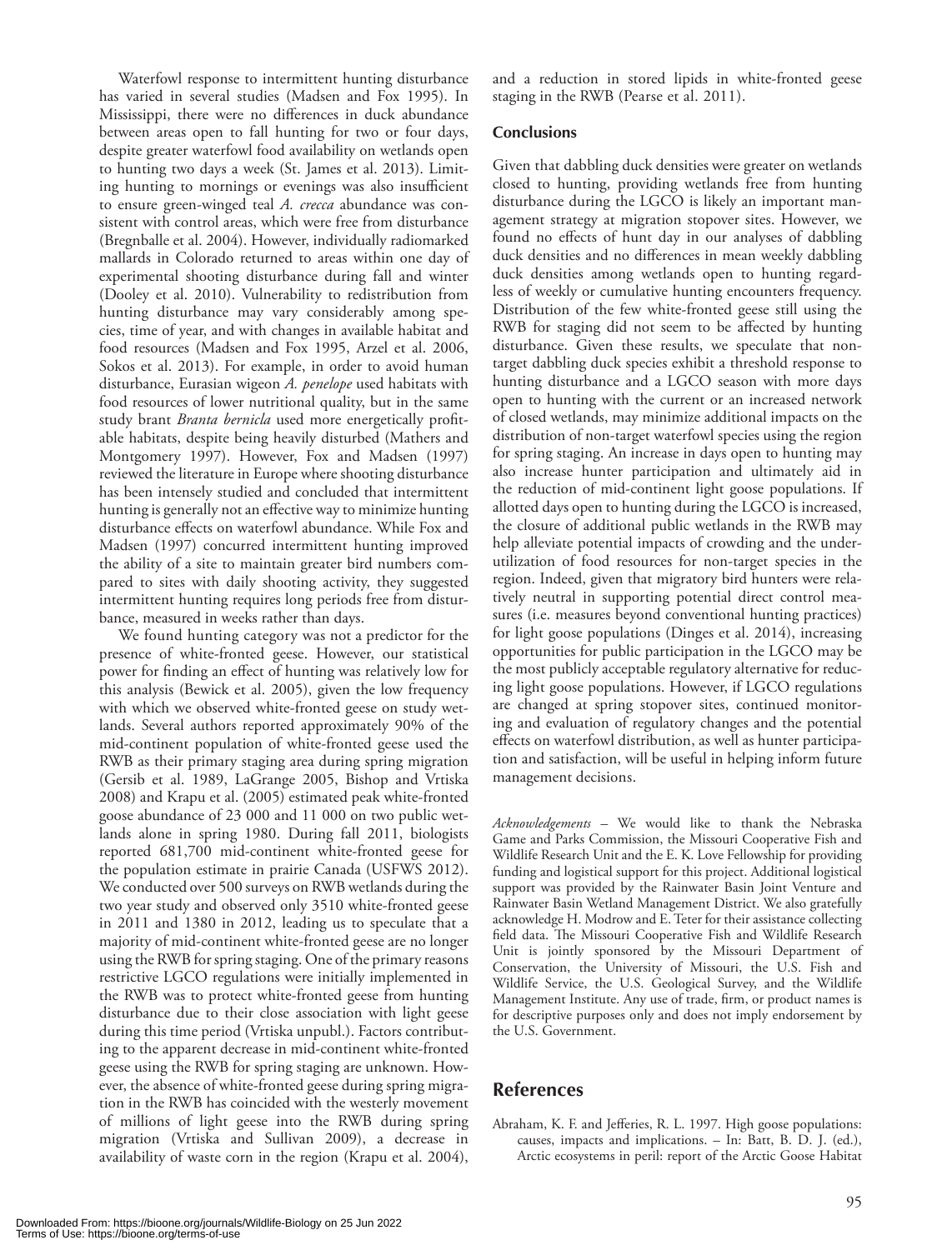Waterfowl response to intermittent hunting disturbance has varied in several studies (Madsen and Fox 1995). In Mississippi, there were no differences in duck abundance between areas open to fall hunting for two or four days, despite greater waterfowl food availability on wetlands open to hunting two days a week (St. James et al. 2013). Limiting hunting to mornings or evenings was also insufficient to ensure green-winged teal *A. crecca* abundance was consistent with control areas, which were free from disturbance (Bregnballe et al. 2004). However, individually radiomarked mallards in Colorado returned to areas within one day of experimental shooting disturbance during fall and winter (Dooley et al. 2010). Vulnerability to redistribution from hunting disturbance may vary considerably among species, time of year, and with changes in available habitat and food resources (Madsen and Fox 1995, Arzel et al. 2006, Sokos et al. 2013). For example, in order to avoid human disturbance, Eurasian wigeon *A. penelope* used habitats with food resources of lower nutritional quality, but in the same study brant *Branta bernicla* used more energetically profitable habitats, despite being heavily disturbed (Mathers and Montgomery 1997). However, Fox and Madsen (1997) reviewed the literature in Europe where shooting disturbance has been intensely studied and concluded that intermittent hunting is generally not an effective way to minimize hunting disturbance effects on waterfowl abundance. While Fox and Madsen (1997) concurred intermittent hunting improved the ability of a site to maintain greater bird numbers compared to sites with daily shooting activity, they suggested intermittent hunting requires long periods free from disturbance, measured in weeks rather than days.

We found hunting category was not a predictor for the presence of white-fronted geese. However, our statistical power for finding an effect of hunting was relatively low for this analysis (Bewick et al. 2005), given the low frequency with which we observed white-fronted geese on study wetlands. Several authors reported approximately 90% of the mid-continent population of white-fronted geese used the RWB as their primary staging area during spring migration (Gersib et al. 1989, LaGrange 2005, Bishop and Vrtiska 2008) and Krapu et al. (2005) estimated peak white-fronted goose abundance of 23 000 and 11 000 on two public wetlands alone in spring 1980. During fall 2011, biologists reported 681,700 mid-continent white-fronted geese for the population estimate in prairie Canada (USFWS 2012). We conducted over 500 surveys on RWB wetlands during the two year study and observed only 3510 white-fronted geese in 2011 and 1380 in 2012, leading us to speculate that a majority of mid-continent white-fronted geese are no longer using the RWB for spring staging. One of the primary reasons restrictive LGCO regulations were initially implemented in the RWB was to protect white-fronted geese from hunting disturbance due to their close association with light geese during this time period (Vrtiska unpubl.). Factors contributing to the apparent decrease in mid-continent white-fronted geese using the RWB for spring staging are unknown. However, the absence of white-fronted geese during spring migration in the RWB has coincided with the westerly movement of millions of light geese into the RWB during spring migration (Vrtiska and Sullivan 2009), a decrease in availability of waste corn in the region (Krapu et al. 2004), and a reduction in stored lipids in white-fronted geese staging in the RWB (Pearse et al. 2011).

## Conclusions

Given that dabbling duck densities were greater on wetlands closed to hunting, providing wetlands free from hunting disturbance during the LGCO is likely an important management strategy at migration stopover sites. However, we found no effects of hunt day in our analyses of dabbling duck densities and no differences in mean weekly dabbling duck densities among wetlands open to hunting regardless of weekly or cumulative hunting encounters frequency. Distribution of the few white-fronted geese still using the RWB for staging did not seem to be affected by hunting disturbance. Given these results, we speculate that non-target dabbling duck species exhibit a threshold response to hunting disturbance and a LGCO season with more days open to hunting with the current or an increased network of closed wetlands, may minimize additional impacts on the distribution of non-target waterfowl species using the region for spring staging. An increase in days open to hunting may also increase hunter participation and ultimately aid in the reduction of mid-continent light goose populations. If allotted days open to hunting during the LGCO is increased, the closure of additional public wetlands in the RWB may help alleviate potential impacts of crowding and the under-utilization of food resources for non-target species in the region. Indeed, given that migratory bird hunters were relatively neutral in supporting potential direct control measures (i.e. measures beyond conventional hunting practices) for light goose populations (Dinges et al. 2014), increasing opportunities for public participation in the LGCO may be the most publicly acceptable regulatory alternative for reducing light goose populations. However, if LGCO regulations are changed at spring stopover sites, continued monitoring and evaluation of regulatory changes and the potential effects on waterfowl distribution, as well as hunter participation and satisfaction, will be useful in helping inform future management decisions.

*Acknowledgements* – We would like to thank the Nebraska Game and Parks Commission, the Missouri Cooperative Fish and Wildlife Research Unit and the E. K. Love Fellowship for providing funding and logistical support for this project. Additional logistical support was provided by the Rainwater Basin Joint Venture and Rainwater Basin Wetland Management District. We also gratefully acknowledge H. Modrow and E. Teter for their assistance collecting field data. The Missouri Cooperative Fish and Wildlife Research Unit is jointly sponsored by the Missouri Department of Conservation, the University of Missouri, the U.S. Fish and Wildlife Service, the U.S. Geological Survey, and the Wildlife Management Institute. Any use of trade, firm, or product names is for descriptive purposes only and does not imply endorsement by the U.S. Government.

## References

Abraham, K. F. and Jefferies, R. L. 1997. High goose populations: causes, impacts and implications. – In: Batt, B. D. J. (ed.), Arctic ecosystems in peril: report of the Arctic Goose Habitat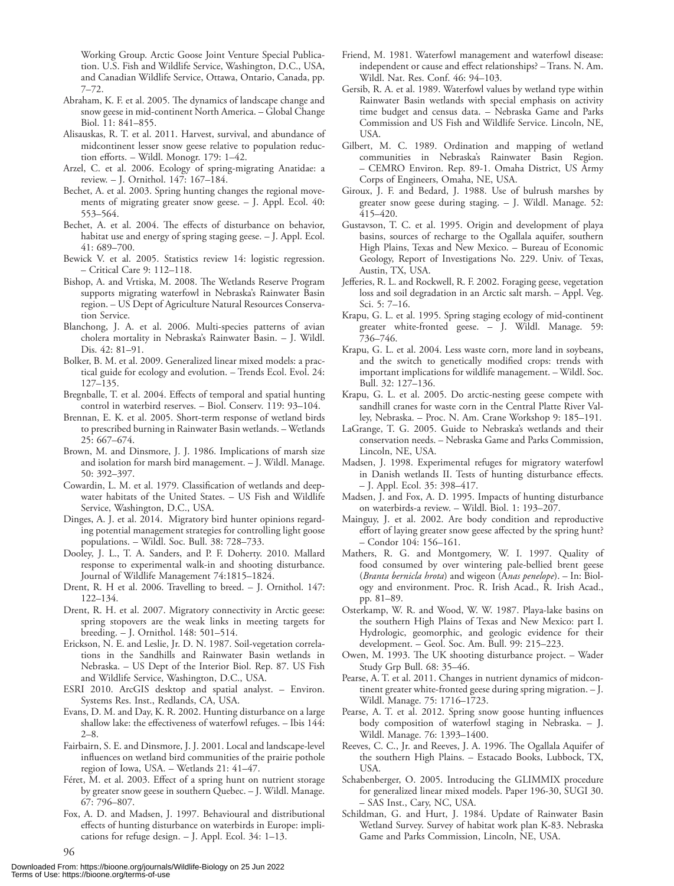Working Group. Arctic Goose Joint Venture Special Publication. U.S. Fish and Wildlife Service, Washington, D.C., USA, and Canadian Wildlife Service, Ottawa, Ontario, Canada, pp. 7–72.

Abraham, K. F. et al. 2005. The dynamics of landscape change and snow geese in mid-continent North America. – Global Change Biol. 11: 841–855.

Alisauskas, R. T. et al. 2011. Harvest, survival, and abundance of midcontinent lesser snow geese relative to population reduction efforts. – Wildl. Monogr. 179: 1–42.

Arzel, C. et al. 2006. Ecology of spring-migrating Anatidae: a review. – J. Ornithol. 147: 167–184.

Bechet, A. et al. 2003. Spring hunting changes the regional movements of migrating greater snow geese. – J. Appl. Ecol. 40: 553–564.

Bechet, A. et al. 2004. The effects of disturbance on behavior, habitat use and energy of spring staging geese. – J. Appl. Ecol. 41: 689–700.

Bewick V. et al. 2005. Statistics review 14: logistic regression. – Critical Care 9: 112–118.

Bishop, A. and Vrtiska, M. 2008. The Wetlands Reserve Program supports migrating waterfowl in Nebraska's Rainwater Basin region. – US Dept of Agriculture Natural Resources Conservation Service.

Blanchong, J. A. et al. 2006. Multi-species patterns of avian cholera mortality in Nebraska's Rainwater Basin. – J. Wildl. Dis. 42: 81–91.

Bolker, B. M. et al. 2009. Generalized linear mixed models: a practical guide for ecology and evolution. – Trends Ecol. Evol. 24: 127–135.

Bregnballe, T. et al. 2004. Effects of temporal and spatial hunting control in waterbird reserves. – Biol. Conserv. 119: 93–104.

Brennan, E. K. et al. 2005. Short-term response of wetland birds to prescribed burning in Rainwater Basin wetlands. – Wetlands 25: 667–674.

Brown, M. and Dinsmore, J. J. 1986. Implications of marsh size and isolation for marsh bird management. – J. Wildl. Manage. 50: 392–397.

Cowardin, L. M. et al. 1979. Classification of wetlands and deepwater habitats of the United States. – US Fish and Wildlife Service, Washington, D.C., USA.

Dinges, A. J. et al. 2014. Migratory bird hunter opinions regarding potential management strategies for controlling light goose populations. – Wildl. Soc. Bull. 38: 728–733.

Dooley, J. L., T. A. Sanders, and P. F. Doherty. 2010. Mallard response to experimental walk-in and shooting disturbance. Journal of Wildlife Management 74:1815–1824.

Drent, R. H et al. 2006. Travelling to breed. – J. Ornithol. 147: 122–134.

Drent, R. H. et al. 2007. Migratory connectivity in Arctic geese: spring stopovers are the weak links in meeting targets for breeding. – J. Ornithol. 148: 501–514.

Erickson, N. E. and Leslie, Jr. D. N. 1987. Soil-vegetation correlations in the Sandhills and Rainwater Basin wetlands in Nebraska. – US Dept of the Interior Biol. Rep. 87. US Fish and Wildlife Service, Washington, D.C., USA.

ESRI 2010. ArcGIS desktop and spatial analyst. – Environ. Systems Res. Inst., Redlands, CA, USA.

Evans, D. M. and Day, K. R. 2002. Hunting disturbance on a large shallow lake: the effectiveness of waterfowl refuges. – Ibis 144: 2–8.

Fairbairn, S. E. and Dinsmore, J. J. 2001. Local and landscape-level influences on wetland bird communities of the prairie pothole region of Iowa, USA. – Wetlands 21: 41–47.

Féret, M. et al. 2003. Effect of a spring hunt on nutrient storage by greater snow geese in southern Quebec. – J. Wildl. Manage. 67: 796–807.

Fox, A. D. and Madsen, J. 1997. Behavioural and distributional effects of hunting disturbance on waterbirds in Europe: implications for refuge design. – J. Appl. Ecol. 34: 1–13.

Friend, M. 1981. Waterfowl management and waterfowl disease: independent or cause and effect relationships? – Trans. N. Am. Wildl. Nat. Res. Conf. 46: 94–103.

Gersib, R. A. et al. 1989. Waterfowl values by wetland type within Rainwater Basin wetlands with special emphasis on activity time budget and census data. – Nebraska Game and Parks Commission and US Fish and Wildlife Service. Lincoln, NE, USA.

Gilbert, M. C. 1989. Ordination and mapping of wetland communities in Nebraska's Rainwater Basin Region. – CEMRO Environ. Rep. 89-1. Omaha District, US Army Corps of Engineers, Omaha, NE, USA.

Giroux, J. F. and Bedard, J. 1988. Use of bulrush marshes by greater snow geese during staging. – J. Wildl. Manage. 52: 415–420.

Gustavson, T. C. et al. 1995. Origin and development of playa basins, sources of recharge to the Ogallala aquifer, southern High Plains, Texas and New Mexico. – Bureau of Economic Geology, Report of Investigations No. 229. Univ. of Texas, Austin, TX, USA.

Jefferies, R. L. and Rockwell, R. F. 2002. Foraging geese, vegetation loss and soil degradation in an Arctic salt marsh. – Appl. Veg. Sci. 5: 7–16.

Krapu, G. L. et al. 1995. Spring staging ecology of mid-continent greater white-fronted geese. – J. Wildl. Manage. 59: 736–746.

Krapu, G. L. et al. 2004. Less waste corn, more land in soybeans, and the switch to genetically modified crops: trends with important implications for wildlife management. – Wildl. Soc. Bull. 32: 127–136.

Krapu, G. L. et al. 2005. Do arctic-nesting geese compete with sandhill cranes for waste corn in the Central Platte River Valley, Nebraska. – Proc. N. Am. Crane Workshop 9: 185–191.

LaGrange, T. G. 2005. Guide to Nebraska's wetlands and their conservation needs. – Nebraska Game and Parks Commission, Lincoln, NE, USA.

Madsen, J. 1998. Experimental refuges for migratory waterfowl in Danish wetlands II. Tests of hunting disturbance effects. – J. Appl. Ecol. 35: 398–417.

Madsen, J. and Fox, A. D. 1995. Impacts of hunting disturbance on waterbirds-a review. – Wildl. Biol. 1: 193–207.

Mainguy, J. et al. 2002. Are body condition and reproductive effort of laying greater snow geese affected by the spring hunt? – Condor 104: 156–161.

Mathers, R. G. and Montgomery, W. I. 1997. Quality of food consumed by over wintering pale-bellied brent geese (*Branta bernicla hrota*) and wigeon (*Anas penelope*). – In: Biology and environment. Proc. R. Irish Acad., R. Irish Acad., pp. 81–89.

Osterkamp, W. R. and Wood, W. W. 1987. Playa-lake basins on the southern High Plains of Texas and New Mexico: part I. Hydrologic, geomorphic, and geologic evidence for their development. – Geol. Soc. Am. Bull. 99: 215–223.

Owen, M. 1993. The UK shooting disturbance project. – Wader Study Grp Bull. 68: 35–46.

Pearse, A. T. et al. 2011. Changes in nutrient dynamics of midcontinent greater white-fronted geese during spring migration. – J. Wildl. Manage. 75: 1716–1723.

Pearse, A. T. et al. 2012. Spring snow goose hunting influences body composition of waterfowl staging in Nebraska. – J. Wildl. Manage. 76: 1393–1400.

Reeves, C. C., Jr. and Reeves, J. A. 1996. The Ogallala Aquifer of the southern High Plains. – Estacado Books, Lubbock, TX, USA.

Schabenberger, O. 2005. Introducing the GLIMMIX procedure for generalized linear mixed models. Paper 196-30, SUGI 30. – SAS Inst., Cary, NC, USA.

Schildman, G. and Hurt, J. 1984. Update of Rainwater Basin Wetland Survey. Survey of habitat work plan K-83. Nebraska Game and Parks Commission, Lincoln, NE, USA.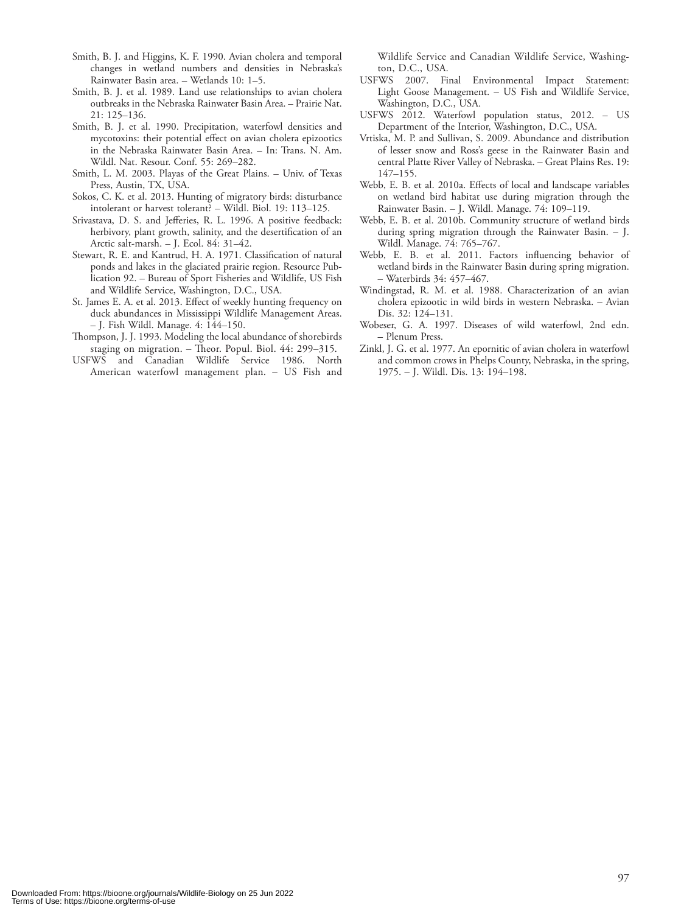Smith, B. J. and Higgins, K. F. 1990. Avian cholera and temporal changes in wetland numbers and densities in Nebraska's Rainwater Basin area. – Wetlands 10: 1–5.

Smith, B. J. et al. 1989. Land use relationships to avian cholera outbreaks in the Nebraska Rainwater Basin Area. – Prairie Nat. 21: 125–136.

Smith, B. J. et al. 1990. Precipitation, waterfowl densities and mycotoxins: their potential effect on avian cholera epizootics in the Nebraska Rainwater Basin Area. – In: Trans. N. Am. Wildl. Nat. Resour. Conf. 55: 269–282.

Smith, L. M. 2003. Playas of the Great Plains. – Univ. of Texas Press, Austin, TX, USA.

Sokos, C. K. et al. 2013. Hunting of migratory birds: disturbance intolerant or harvest tolerant? – Wildl. Biol. 19: 113–125.

Srivastava, D. S. and Jefferies, R. L. 1996. A positive feedback: herbivory, plant growth, salinity, and the desertification of an Arctic salt-marsh. – J. Ecol. 84: 31–42.

Stewart, R. E. and Kantrud, H. A. 1971. Classification of natural ponds and lakes in the glaciated prairie region. Resource Publication 92. – Bureau of Sport Fisheries and Wildlife, US Fish and Wildlife Service, Washington, D.C., USA.

St. James E. A. et al. 2013. Effect of weekly hunting frequency on duck abundances in Mississippi Wildlife Management Areas. – J. Fish Wildl. Manage. 4: 144–150.

Thompson, J. J. 1993. Modeling the local abundance of shorebirds staging on migration. – Theor. Popul. Biol. 44: 299–315.

USFWS and Canadian Wildlife Service 1986. North American waterfowl management plan. – US Fish and Wildlife Service and Canadian Wildlife Service, Washington, D.C., USA.

USFWS 2007. Final Environmental Impact Statement: Light Goose Management. – US Fish and Wildlife Service, Washington, D.C., USA.

USFWS 2012. Waterfowl population status, 2012. – US Department of the Interior, Washington, D.C., USA.

Vrtiska, M. P. and Sullivan, S. 2009. Abundance and distribution of lesser snow and Ross's geese in the Rainwater Basin and central Platte River Valley of Nebraska. – Great Plains Res. 19: 147–155.

Webb, E. B. et al. 2010a. Effects of local and landscape variables on wetland bird habitat use during migration through the Rainwater Basin. – J. Wildl. Manage. 74: 109–119.

Webb, E. B. et al. 2010b. Community structure of wetland birds during spring migration through the Rainwater Basin. – J. Wildl. Manage. 74: 765–767.

Webb, E. B. et al. 2011. Factors influencing behavior of wetland birds in the Rainwater Basin during spring migration. – Waterbirds 34: 457–467.

Windingstad, R. M. et al. 1988. Characterization of an avian cholera epizootic in wild birds in western Nebraska. – Avian Dis. 32: 124–131.

Wobeser, G. A. 1997. Diseases of wild waterfowl, 2nd edn. – Plenum Press.

Zinkl, J. G. et al. 1977. An epornitic of avian cholera in waterfowl and common crows in Phelps County, Nebraska, in the spring, 1975. – J. Wildl. Dis. 13: 194–198.

Downloaded From: https://bioone.org/journals/Wildlife-Biology on 25 Jun 2022
Terms of Use: https://bioone.org/terms-of-use